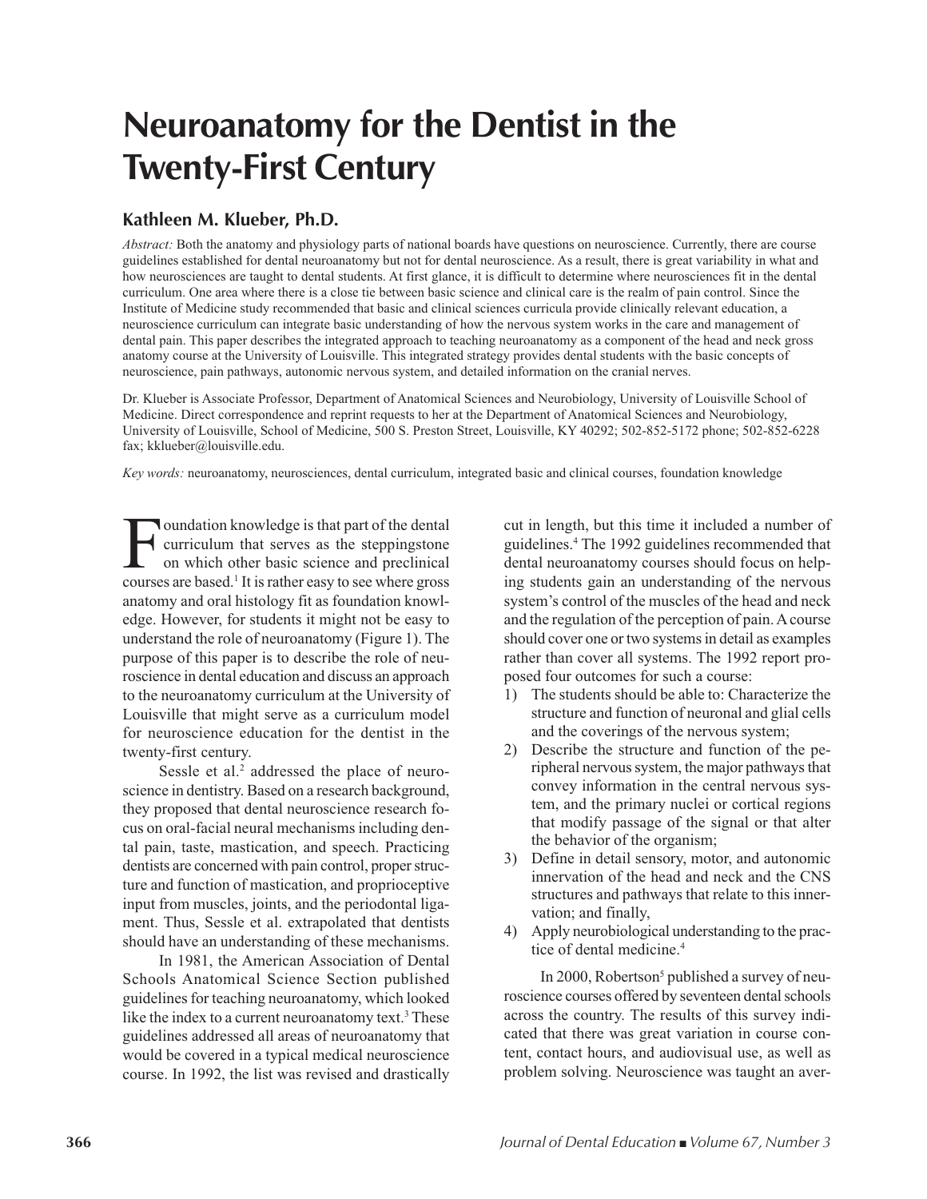# Neuroanatomy for the Dentist in the Twenty-First Century

## Kathleen M. Klueber, Ph.D.

*Abstract:* Both the anatomy and physiology parts of national boards have questions on neuroscience. Currently, there are course guidelines established for dental neuroanatomy but not for dental neuroscience. As a result, there is great variability in what and how neurosciences are taught to dental students. At first glance, it is difficult to determine where neurosciences fit in the dental curriculum. One area where there is a close tie between basic science and clinical care is the realm of pain control. Since the Institute of Medicine study recommended that basic and clinical sciences curricula provide clinically relevant education, a neuroscience curriculum can integrate basic understanding of how the nervous system works in the care and management of dental pain. This paper describes the integrated approach to teaching neuroanatomy as a component of the head and neck gross anatomy course at the University of Louisville. This integrated strategy provides dental students with the basic concepts of neuroscience, pain pathways, autonomic nervous system, and detailed information on the cranial nerves.

Dr. Klueber is Associate Professor, Department of Anatomical Sciences and Neurobiology, University of Louisville School of Medicine. Direct correspondence and reprint requests to her at the Department of Anatomical Sciences and Neurobiology, University of Louisville, School of Medicine, 500 S. Preston Street, Louisville, KY 40292; 502-852-5172 phone; 502-852-6228 fax; kklueber@louisville.edu.

*Key words:* neuroanatomy, neurosciences, dental curriculum, integrated basic and clinical courses, foundation knowledge

Foundation knowledge is that part of the dental curriculum that serves as the steppingstone on which other basic science and preclinical courses are based.[1] It is rather easy to see where gross anatomy and oral histology fit as foundation knowledge. However, for students it might not be easy to understand the role of neuroanatomy (Figure 1). The purpose of this paper is to describe the role of neuroscience in dental education and discuss an approach to the neuroanatomy curriculum at the University of Louisville that might serve as a curriculum model for neuroscience education for the dentist in the twenty-first century.

Sessle et al.[2] addressed the place of neuroscience in dentistry. Based on a research background, they proposed that dental neuroscience research focus on oral-facial neural mechanisms including dental pain, taste, mastication, and speech. Practicing dentists are concerned with pain control, proper structure and function of mastication, and proprioceptive input from muscles, joints, and the periodontal ligament. Thus, Sessle et al. extrapolated that dentists should have an understanding of these mechanisms.

In 1981, the American Association of Dental Schools Anatomical Science Section published guidelines for teaching neuroanatomy, which looked like the index to a current neuroanatomy text.[3] These guidelines addressed all areas of neuroanatomy that would be covered in a typical medical neuroscience course. In 1992, the list was revised and drastically cut in length, but this time it included a number of guidelines.[4] The 1992 guidelines recommended that dental neuroanatomy courses should focus on helping students gain an understanding of the nervous system's control of the muscles of the head and neck and the regulation of the perception of pain. A course should cover one or two systems in detail as examples rather than cover all systems. The 1992 report proposed four outcomes for such a course:

1) The students should be able to: Characterize the structure and function of neuronal and glial cells and the coverings of the nervous system;
2) Describe the structure and function of the peripheral nervous system, the major pathways that convey information in the central nervous system, and the primary nuclei or cortical regions that modify passage of the signal or that alter the behavior of the organism;
3) Define in detail sensory, motor, and autonomic innervation of the head and neck and the CNS structures and pathways that relate to this innervation; and finally,
4) Apply neurobiological understanding to the practice of dental medicine.[4]

In 2000, Robertson[5] published a survey of neuroscience courses offered by seventeen dental schools across the country. The results of this survey indicated that there was great variation in course content, contact hours, and audiovisual use, as well as problem solving. Neuroscience was taught an aver-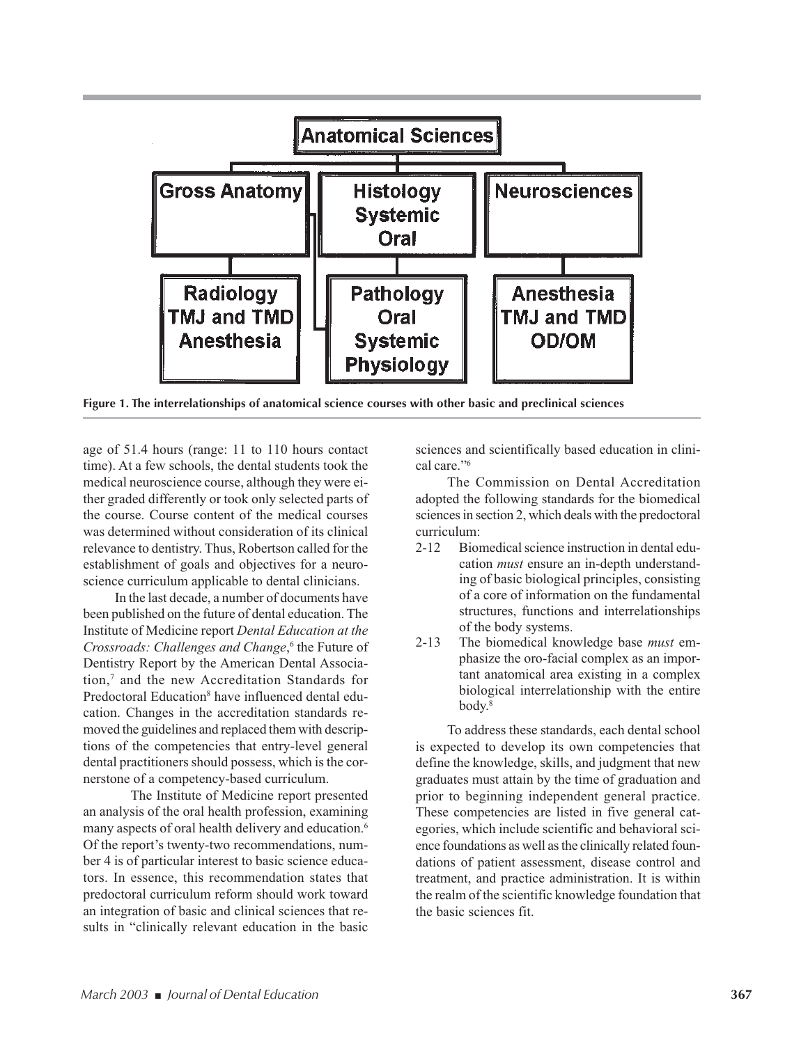Anatomical Sciences

| Gross Anatomy | Histology Systemic Oral | Neurosciences |
| --- | --- | --- |
| Radiology TMJ and TMD Anesthesia | Pathology Oral Systemic Physiology | Anesthesia TMJ and TMD OD/OM |

**Figure 1. The interrelationships of anatomical science courses with other basic and preclinical sciences**

age of 51.4 hours (range: 11 to 110 hours contact time). At a few schools, the dental students took the medical neuroscience course, although they were either graded differently or took only selected parts of the course. Course content of the medical courses was determined without consideration of its clinical relevance to dentistry. Thus, Robertson called for the establishment of goals and objectives for a neuroscience curriculum applicable to dental clinicians.

In the last decade, a number of documents have been published on the future of dental education. The Institute of Medicine report *Dental Education at the Crossroads: Challenges and Change*,[6] the Future of Dentistry Report by the American Dental Association,[7] and the new Accreditation Standards for Predoctoral Education[8] have influenced dental education. Changes in the accreditation standards removed the guidelines and replaced them with descriptions of the competencies that entry-level general dental practitioners should possess, which is the cornerstone of a competency-based curriculum.

The Institute of Medicine report presented an analysis of the oral health profession, examining many aspects of oral health delivery and education.[6] Of the report's twenty-two recommendations, number 4 is of particular interest to basic science educators. In essence, this recommendation states that predoctoral curriculum reform should work toward an integration of basic and clinical sciences that results in "clinically relevant education in the basic sciences and scientifically based education in clinical care."[6]

The Commission on Dental Accreditation adopted the following standards for the biomedical sciences in section 2, which deals with the predoctoral curriculum:

- 2-12 Biomedical science instruction in dental education *must* ensure an in-depth understanding of basic biological principles, consisting of a core of information on the fundamental structures, functions and interrelationships of the body systems.
- 2-13 The biomedical knowledge base *must* emphasize the oro-facial complex as an important anatomical area existing in a complex biological interrelationship with the entire body.[8]

To address these standards, each dental school is expected to develop its own competencies that define the knowledge, skills, and judgment that new graduates must attain by the time of graduation and prior to beginning independent general practice. These competencies are listed in five general categories, which include scientific and behavioral science foundations as well as the clinically related foundations of patient assessment, disease control and treatment, and practice administration. It is within the realm of the scientific knowledge foundation that the basic sciences fit.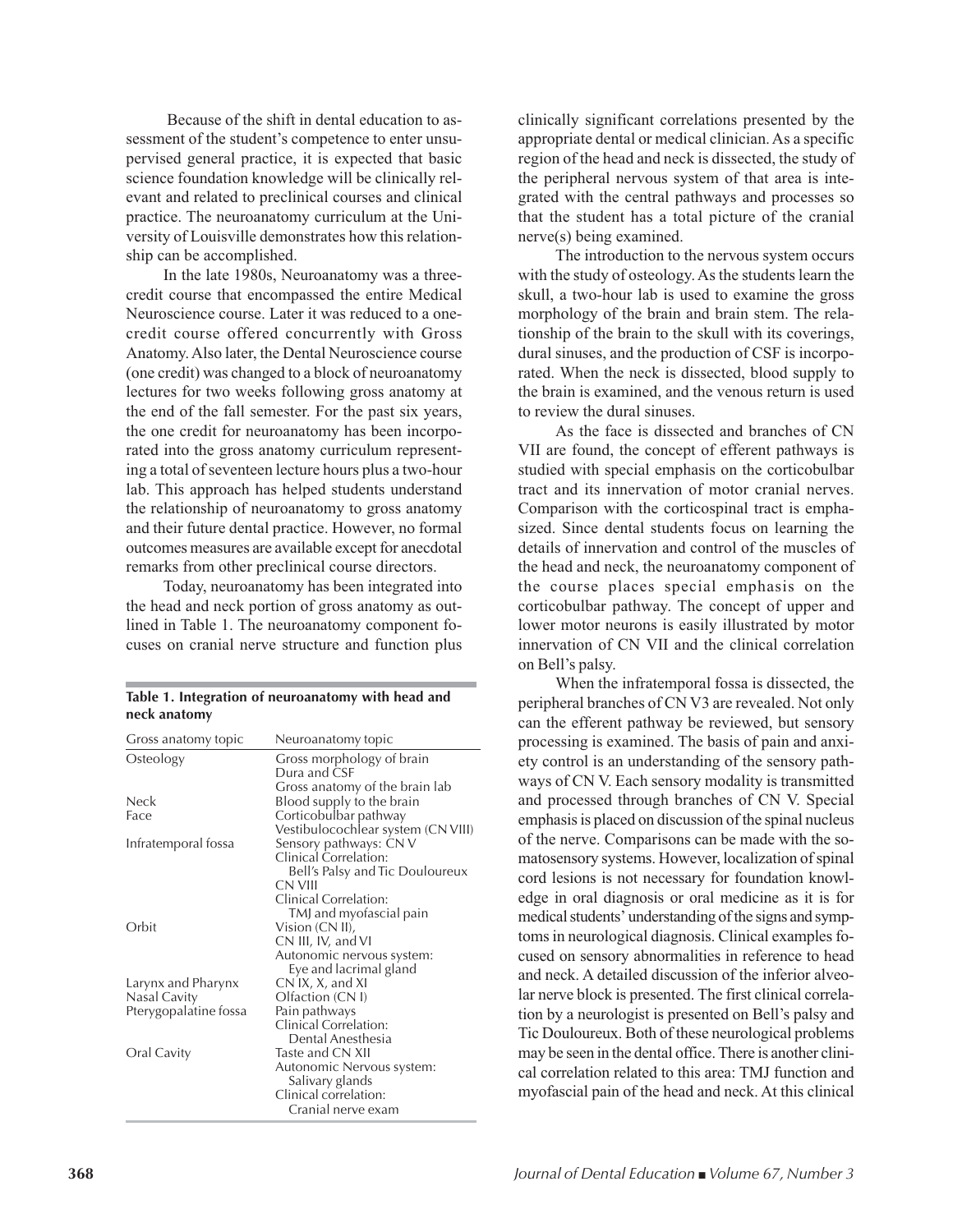Because of the shift in dental education to assessment of the student's competence to enter unsupervised general practice, it is expected that basic science foundation knowledge will be clinically relevant and related to preclinical courses and clinical practice. The neuroanatomy curriculum at the University of Louisville demonstrates how this relationship can be accomplished.

In the late 1980s, Neuroanatomy was a three-credit course that encompassed the entire Medical Neuroscience course. Later it was reduced to a one-credit course offered concurrently with Gross Anatomy. Also later, the Dental Neuroscience course (one credit) was changed to a block of neuroanatomy lectures for two weeks following gross anatomy at the end of the fall semester. For the past six years, the one credit for neuroanatomy has been incorporated into the gross anatomy curriculum representing a total of seventeen lecture hours plus a two-hour lab. This approach has helped students understand the relationship of neuroanatomy to gross anatomy and their future dental practice. However, no formal outcomes measures are available except for anecdotal remarks from other preclinical course directors.

Today, neuroanatomy has been integrated into the head and neck portion of gross anatomy as outlined in Table 1. The neuroanatomy component focuses on cranial nerve structure and function plus clinically significant correlations presented by the appropriate dental or medical clinician. As a specific region of the head and neck is dissected, the study of the peripheral nervous system of that area is integrated with the central pathways and processes so that the student has a total picture of the cranial nerve(s) being examined.

**Table 1. Integration of neuroanatomy with head and neck anatomy**

| Gross anatomy topic | Neuroanatomy topic |
|---|---|
| Osteology | Gross morphology of brain<br>Dura and CSF<br>Gross anatomy of the brain lab |
| Neck | Blood supply to the brain |
| Face | Corticobulbar pathway<br>Vestibulocochlear system (CN VIII) |
| Infratemporal fossa | Sensory pathways: CN V<br>Clinical Correlation:<br>Bell's Palsy and Tic Douloureux<br>CN VIII<br>Clinical Correlation:<br>TMJ and myofascial pain |
| Orbit | Vision (CN II),<br>CN III, IV, and VI<br>Autonomic nervous system:<br>Eye and lacrimal gland |
| Larynx and Pharynx | CN IX, X, and XI |
| Nasal Cavity | Olfaction (CN I) |
| Pterygopalatine fossa | Pain pathways<br>Clinical Correlation:<br>Dental Anesthesia |
| Oral Cavity | Taste and CN XII<br>Autonomic Nervous system:<br>Salivary glands<br>Clinical correlation:<br>Cranial nerve exam |

The introduction to the nervous system occurs with the study of osteology. As the students learn the skull, a two-hour lab is used to examine the gross morphology of the brain and brain stem. The relationship of the brain to the skull with its coverings, dural sinuses, and the production of CSF is incorporated. When the neck is dissected, blood supply to the brain is examined, and the venous return is used to review the dural sinuses.

As the face is dissected and branches of CN VII are found, the concept of efferent pathways is studied with special emphasis on the corticobulbar tract and its innervation of motor cranial nerves. Comparison with the corticospinal tract is emphasized. Since dental students focus on learning the details of innervation and control of the muscles of the head and neck, the neuroanatomy component of the course places special emphasis on the corticobulbar pathway. The concept of upper and lower motor neurons is easily illustrated by motor innervation of CN VII and the clinical correlation on Bell's palsy.

When the infratemporal fossa is dissected, the peripheral branches of CN V3 are revealed. Not only can the efferent pathway be reviewed, but sensory processing is examined. The basis of pain and anxiety control is an understanding of the sensory pathways of CN V. Each sensory modality is transmitted and processed through branches of CN V. Special emphasis is placed on discussion of the spinal nucleus of the nerve. Comparisons can be made with the somatosensory systems. However, localization of spinal cord lesions is not necessary for foundation knowledge in oral diagnosis or oral medicine as it is for medical students' understanding of the signs and symptoms in neurological diagnosis. Clinical examples focused on sensory abnormalities in reference to head and neck. A detailed discussion of the inferior alveolar nerve block is presented. The first clinical correlation by a neurologist is presented on Bell's palsy and Tic Douloureux. Both of these neurological problems may be seen in the dental office. There is another clinical correlation related to this area: TMJ function and myofascial pain of the head and neck. At this clinical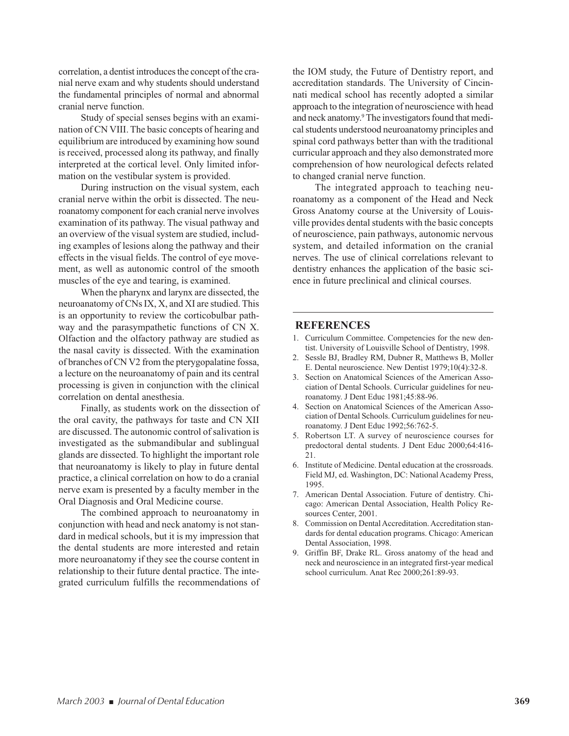correlation, a dentist introduces the concept of the cranial nerve exam and why students should understand the fundamental principles of normal and abnormal cranial nerve function.

Study of special senses begins with an examination of CN VIII. The basic concepts of hearing and equilibrium are introduced by examining how sound is received, processed along its pathway, and finally interpreted at the cortical level. Only limited information on the vestibular system is provided.

During instruction on the visual system, each cranial nerve within the orbit is dissected. The neuroanatomy component for each cranial nerve involves examination of its pathway. The visual pathway and an overview of the visual system are studied, including examples of lesions along the pathway and their effects in the visual fields. The control of eye movement, as well as autonomic control of the smooth muscles of the eye and tearing, is examined.

When the pharynx and larynx are dissected, the neuroanatomy of CNs IX, X, and XI are studied. This is an opportunity to review the corticobulbar pathway and the parasympathetic functions of CN X. Olfaction and the olfactory pathway are studied as the nasal cavity is dissected. With the examination of branches of CN V2 from the pterygopalatine fossa, a lecture on the neuroanatomy of pain and its central processing is given in conjunction with the clinical correlation on dental anesthesia.

Finally, as students work on the dissection of the oral cavity, the pathways for taste and CN XII are discussed. The autonomic control of salivation is investigated as the submandibular and sublingual glands are dissected. To highlight the important role that neuroanatomy is likely to play in future dental practice, a clinical correlation on how to do a cranial nerve exam is presented by a faculty member in the Oral Diagnosis and Oral Medicine course.

The combined approach to neuroanatomy in conjunction with head and neck anatomy is not standard in medical schools, but it is my impression that the dental students are more interested and retain more neuroanatomy if they see the course content in relationship to their future dental practice. The integrated curriculum fulfills the recommendations of the IOM study, the Future of Dentistry report, and accreditation standards. The University of Cincinnati medical school has recently adopted a similar approach to the integration of neuroscience with head and neck anatomy.[9] The investigators found that medical students understood neuroanatomy principles and spinal cord pathways better than with the traditional curricular approach and they also demonstrated more comprehension of how neurological defects related to changed cranial nerve function.

The integrated approach to teaching neuroanatomy as a component of the Head and Neck Gross Anatomy course at the University of Louisville provides dental students with the basic concepts of neuroscience, pain pathways, autonomic nervous system, and detailed information on the cranial nerves. The use of clinical correlations relevant to dentistry enhances the application of the basic science in future preclinical and clinical courses.

## REFERENCES

1. Curriculum Committee. Competencies for the new dentist. University of Louisville School of Dentistry, 1998.
2. Sessle BJ, Bradley RM, Dubner R, Matthews B, Moller E. Dental neuroscience. New Dentist 1979;10(4):32-8.
3. Section on Anatomical Sciences of the American Association of Dental Schools. Curricular guidelines for neuroanatomy. J Dent Educ 1981;45:88-96.
4. Section on Anatomical Sciences of the American Association of Dental Schools. Curriculum guidelines for neuroanatomy. J Dent Educ 1992;56:762-5.
5. Robertson LT. A survey of neuroscience courses for predoctoral dental students. J Dent Educ 2000;64:416-21.
6. Institute of Medicine. Dental education at the crossroads. Field MJ, ed. Washington, DC: National Academy Press, 1995.
7. American Dental Association. Future of dentistry. Chicago: American Dental Association, Health Policy Resources Center, 2001.
8. Commission on Dental Accreditation. Accreditation standards for dental education programs. Chicago: American Dental Association, 1998.
9. Griffin BF, Drake RL. Gross anatomy of the head and neck and neuroscience in an integrated first-year medical school curriculum. Anat Rec 2000;261:89-93.